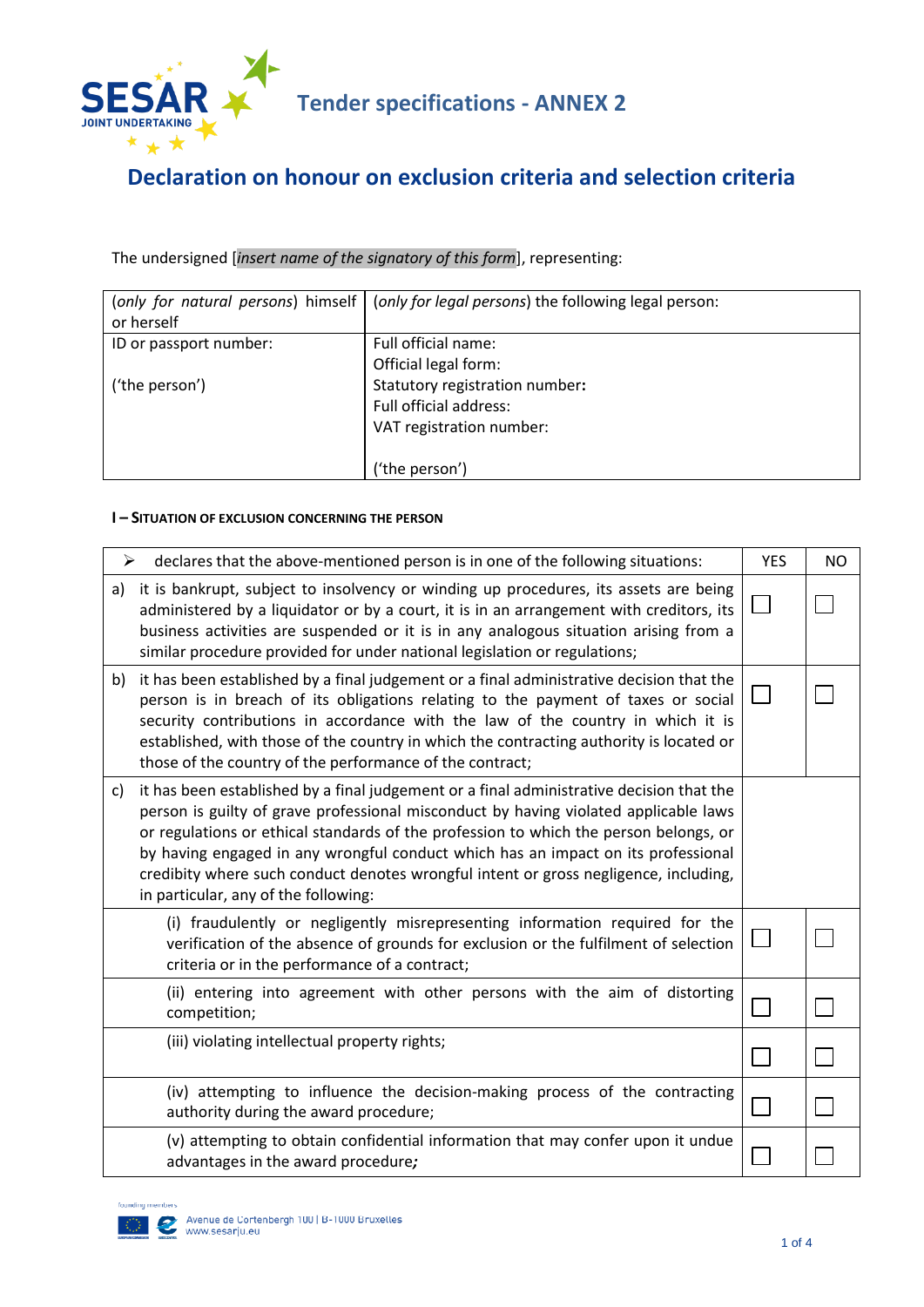# Tender specifications - ANNEX 2

## Declaration on honour on exclusion criteria and selection criteria

The undersigned [*insert name of the signatory of this form*], representing:

| (*only for natural persons*) himself or herself | (*only for legal persons*) the following legal person: |
|---|---|
| ID or passport number:<br><br>('the person') | Full official name:<br>Official legal form:<br>Statutory registration number:<br>Full official address:<br>VAT registration number:<br><br>('the person') |

### I – Situation of exclusion concerning the person

| ➢ declares that the above-mentioned person is in one of the following situations: | YES | NO |
|---|---|---|
| a) it is bankrupt, subject to insolvency or winding up procedures, its assets are being administered by a liquidator or by a court, it is in an arrangement with creditors, its business activities are suspended or it is in any analogous situation arising from a similar procedure provided for under national legislation or regulations; | ☐ | ☐ |
| b) it has been established by a final judgement or a final administrative decision that the person is in breach of its obligations relating to the payment of taxes or social security contributions in accordance with the law of the country in which it is established, with those of the country in which the contracting authority is located or those of the country of the performance of the contract; | ☐ | ☐ |
| c) it has been established by a final judgement or a final administrative decision that the person is guilty of grave professional misconduct by having violated applicable laws or regulations or ethical standards of the profession to which the person belongs, or by having engaged in any wrongful conduct which has an impact on its professional credibility where such conduct denotes wrongful intent or gross negligence, including, in particular, any of the following: | | |
| (i) fraudulently or negligently misrepresenting information required for the verification of the absence of grounds for exclusion or the fulfilment of selection criteria or in the performance of a contract; | ☐ | ☐ |
| (ii) entering into agreement with other persons with the aim of distorting competition; | ☐ | ☐ |
| (iii) violating intellectual property rights; | ☐ | ☐ |
| (iv) attempting to influence the decision-making process of the contracting authority during the award procedure; | ☐ | ☐ |
| (v) attempting to obtain confidential information that may confer upon it undue advantages in the award procedure; | ☐ | ☐ |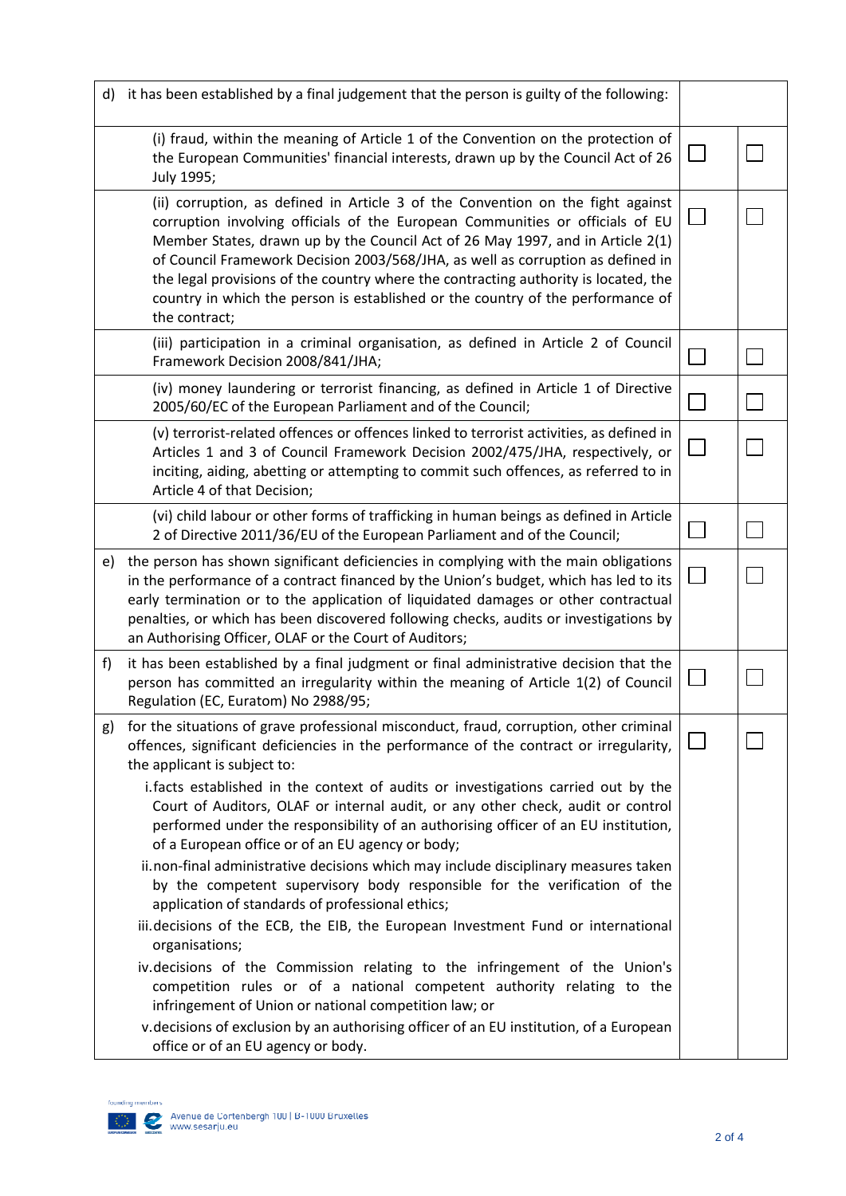| | | |
|---|---|---|
| d) it has been established by a final judgement that the person is guilty of the following: | | |
| (i) fraud, within the meaning of Article 1 of the Convention on the protection of the European Communities' financial interests, drawn up by the Council Act of 26 July 1995; | ☐ | ☐ |
| (ii) corruption, as defined in Article 3 of the Convention on the fight against corruption involving officials of the European Communities or officials of EU Member States, drawn up by the Council Act of 26 May 1997, and in Article 2(1) of Council Framework Decision 2003/568/JHA, as well as corruption as defined in the legal provisions of the country where the contracting authority is located, the country in which the person is established or the country of the performance of the contract; | ☐ | ☐ |
| (iii) participation in a criminal organisation, as defined in Article 2 of Council Framework Decision 2008/841/JHA; | ☐ | ☐ |
| (iv) money laundering or terrorist financing, as defined in Article 1 of Directive 2005/60/EC of the European Parliament and of the Council; | ☐ | ☐ |
| (v) terrorist-related offences or offences linked to terrorist activities, as defined in Articles 1 and 3 of Council Framework Decision 2002/475/JHA, respectively, or inciting, aiding, abetting or attempting to commit such offences, as referred to in Article 4 of that Decision; | ☐ | ☐ |
| (vi) child labour or other forms of trafficking in human beings as defined in Article 2 of Directive 2011/36/EU of the European Parliament and of the Council; | ☐ | ☐ |
| e) the person has shown significant deficiencies in complying with the main obligations in the performance of a contract financed by the Union's budget, which has led to its early termination or to the application of liquidated damages or other contractual penalties, or which has been discovered following checks, audits or investigations by an Authorising Officer, OLAF or the Court of Auditors; | ☐ | ☐ |
| f) it has been established by a final judgment or final administrative decision that the person has committed an irregularity within the meaning of Article 1(2) of Council Regulation (EC, Euratom) No 2988/95; | ☐ | ☐ |
| g) for the situations of grave professional misconduct, fraud, corruption, other criminal offences, significant deficiencies in the performance of the contract or irregularity, the applicant is subject to:<br>i. facts established in the context of audits or investigations carried out by the Court of Auditors, OLAF or internal audit, or any other check, audit or control performed under the responsibility of an authorising officer of an EU institution, of a European office or of an EU agency or body;<br>ii. non-final administrative decisions which may include disciplinary measures taken by the competent supervisory body responsible for the verification of the application of standards of professional ethics;<br>iii. decisions of the ECB, the EIB, the European Investment Fund or international organisations;<br>iv. decisions of the Commission relating to the infringement of the Union's competition rules or of a national competent authority relating to the infringement of Union or national competition law; or<br>v. decisions of exclusion by an authorising officer of an EU institution, of a European office or of an EU agency or body. | ☐ | ☐ |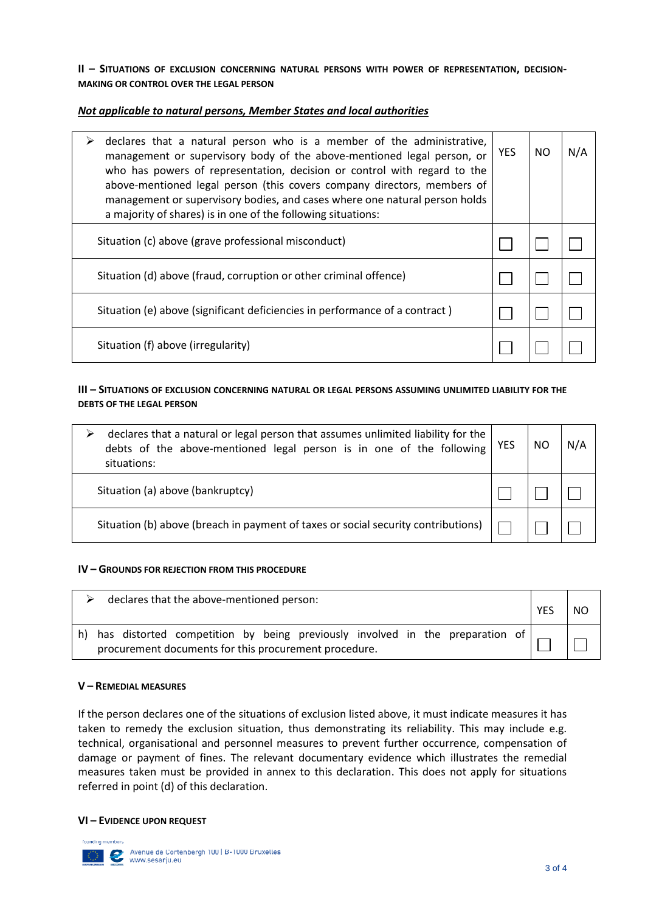**II – SITUATIONS OF EXCLUSION CONCERNING NATURAL PERSONS WITH POWER OF REPRESENTATION, DECISION-MAKING OR CONTROL OVER THE LEGAL PERSON**

***Not applicable to natural persons, Member States and local authorities***

| ➢ declares that a natural person who is a member of the administrative, management or supervisory body of the above-mentioned legal person, or who has powers of representation, decision or control with regard to the above-mentioned legal person (this covers company directors, members of management or supervisory bodies, and cases where one natural person holds a majority of shares) is in one of the following situations: | YES | NO | N/A |
|---|---|---|---|
| Situation (c) above (grave professional misconduct) | ☐ | ☐ | ☐ |
| Situation (d) above (fraud, corruption or other criminal offence) | ☐ | ☐ | ☐ |
| Situation (e) above (significant deficiencies in performance of a contract ) | ☐ | ☐ | ☐ |
| Situation (f) above (irregularity) | ☐ | ☐ | ☐ |

**III – SITUATIONS OF EXCLUSION CONCERNING NATURAL OR LEGAL PERSONS ASSUMING UNLIMITED LIABILITY FOR THE DEBTS OF THE LEGAL PERSON**

| ➢ declares that a natural or legal person that assumes unlimited liability for the debts of the above-mentioned legal person is in one of the following situations: | YES | NO | N/A |
|---|---|---|---|
| Situation (a) above (bankruptcy) | ☐ | ☐ | ☐ |
| Situation (b) above (breach in payment of taxes or social security contributions) | ☐ | ☐ | ☐ |

**IV – GROUNDS FOR REJECTION FROM THIS PROCEDURE**

| ➢ declares that the above-mentioned person: | YES | NO |
|---|---|---|
| h) has distorted competition by being previously involved in the preparation of procurement documents for this procurement procedure. | ☐ | ☐ |

**V – REMEDIAL MEASURES**

If the person declares one of the situations of exclusion listed above, it must indicate measures it has taken to remedy the exclusion situation, thus demonstrating its reliability. This may include e.g. technical, organisational and personnel measures to prevent further occurrence, compensation of damage or payment of fines. The relevant documentary evidence which illustrates the remedial measures taken must be provided in annex to this declaration. This does not apply for situations referred in point (d) of this declaration.

**VI – EVIDENCE UPON REQUEST**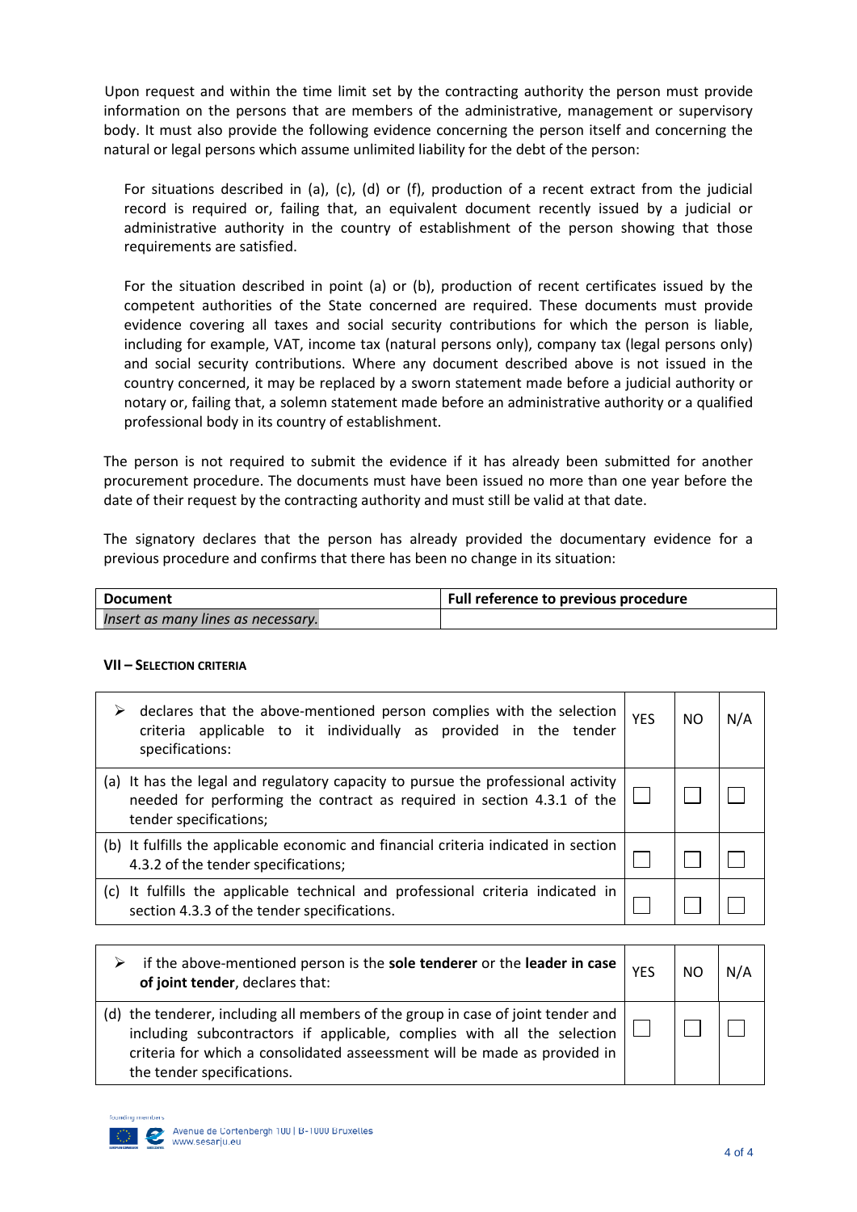Upon request and within the time limit set by the contracting authority the person must provide information on the persons that are members of the administrative, management or supervisory body. It must also provide the following evidence concerning the person itself and concerning the natural or legal persons which assume unlimited liability for the debt of the person:

For situations described in (a), (c), (d) or (f), production of a recent extract from the judicial record is required or, failing that, an equivalent document recently issued by a judicial or administrative authority in the country of establishment of the person showing that those requirements are satisfied.

For the situation described in point (a) or (b), production of recent certificates issued by the competent authorities of the State concerned are required. These documents must provide evidence covering all taxes and social security contributions for which the person is liable, including for example, VAT, income tax (natural persons only), company tax (legal persons only) and social security contributions. Where any document described above is not issued in the country concerned, it may be replaced by a sworn statement made before a judicial authority or notary or, failing that, a solemn statement made before an administrative authority or a qualified professional body in its country of establishment.

The person is not required to submit the evidence if it has already been submitted for another procurement procedure. The documents must have been issued no more than one year before the date of their request by the contracting authority and must still be valid at that date.

The signatory declares that the person has already provided the documentary evidence for a previous procedure and confirms that there has been no change in its situation:

| **Document** | **Full reference to previous procedure** |
|---|---|
| *Insert as many lines as necessary.* | |

**VII – SELECTION CRITERIA**

| ➢ declares that the above-mentioned person complies with the selection criteria applicable to it individually as provided in the tender specifications: | YES | NO | N/A |
|---|---|---|---|
| (a) It has the legal and regulatory capacity to pursue the professional activity needed for performing the contract as required in section 4.3.1 of the tender specifications; | ☐ | ☐ | ☐ |
| (b) It fulfills the applicable economic and financial criteria indicated in section 4.3.2 of the tender specifications; | ☐ | ☐ | ☐ |
| (c) It fulfills the applicable technical and professional criteria indicated in section 4.3.3 of the tender specifications. | ☐ | ☐ | ☐ |

| ➢ if the above-mentioned person is the **sole tenderer** or the **leader in case of joint tender**, declares that: | YES | NO | N/A |
|---|---|---|---|
| (d) the tenderer, including all members of the group in case of joint tender and including subcontractors if applicable, complies with all the selection criteria for which a consolidated asseessment will be made as provided in the tender specifications. | ☐ | ☐ | ☐ |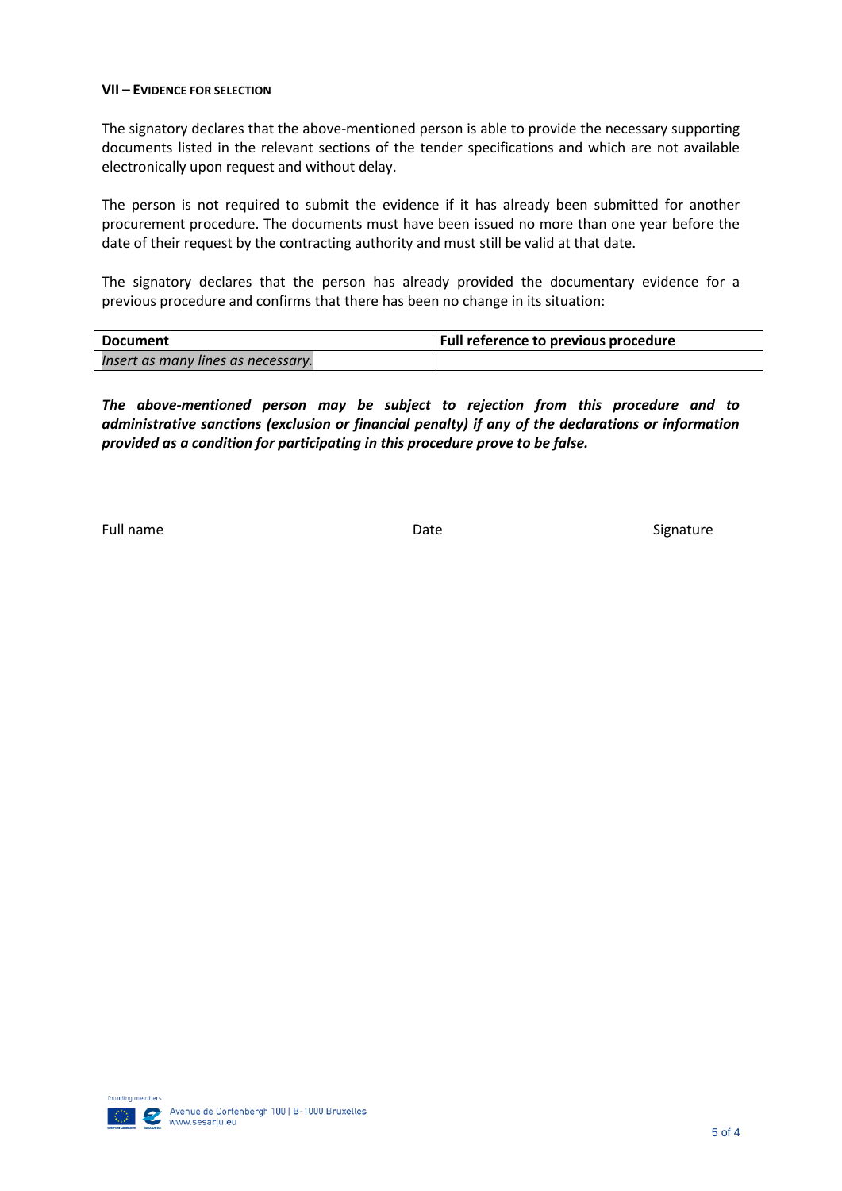**VII – EVIDENCE FOR SELECTION**

The signatory declares that the above-mentioned person is able to provide the necessary supporting documents listed in the relevant sections of the tender specifications and which are not available electronically upon request and without delay.

The person is not required to submit the evidence if it has already been submitted for another procurement procedure. The documents must have been issued no more than one year before the date of their request by the contracting authority and must still be valid at that date.

The signatory declares that the person has already provided the documentary evidence for a previous procedure and confirms that there has been no change in its situation:

| Document | Full reference to previous procedure |
|---|---|
| *Insert as many lines as necessary.* | |

***The above-mentioned person may be subject to rejection from this procedure and to administrative sanctions (exclusion or financial penalty) if any of the declarations or information provided as a condition for participating in this procedure prove to be false.***

Full name　　　　　　　　　　　　　Date　　　　　　　　　　　　　Signature